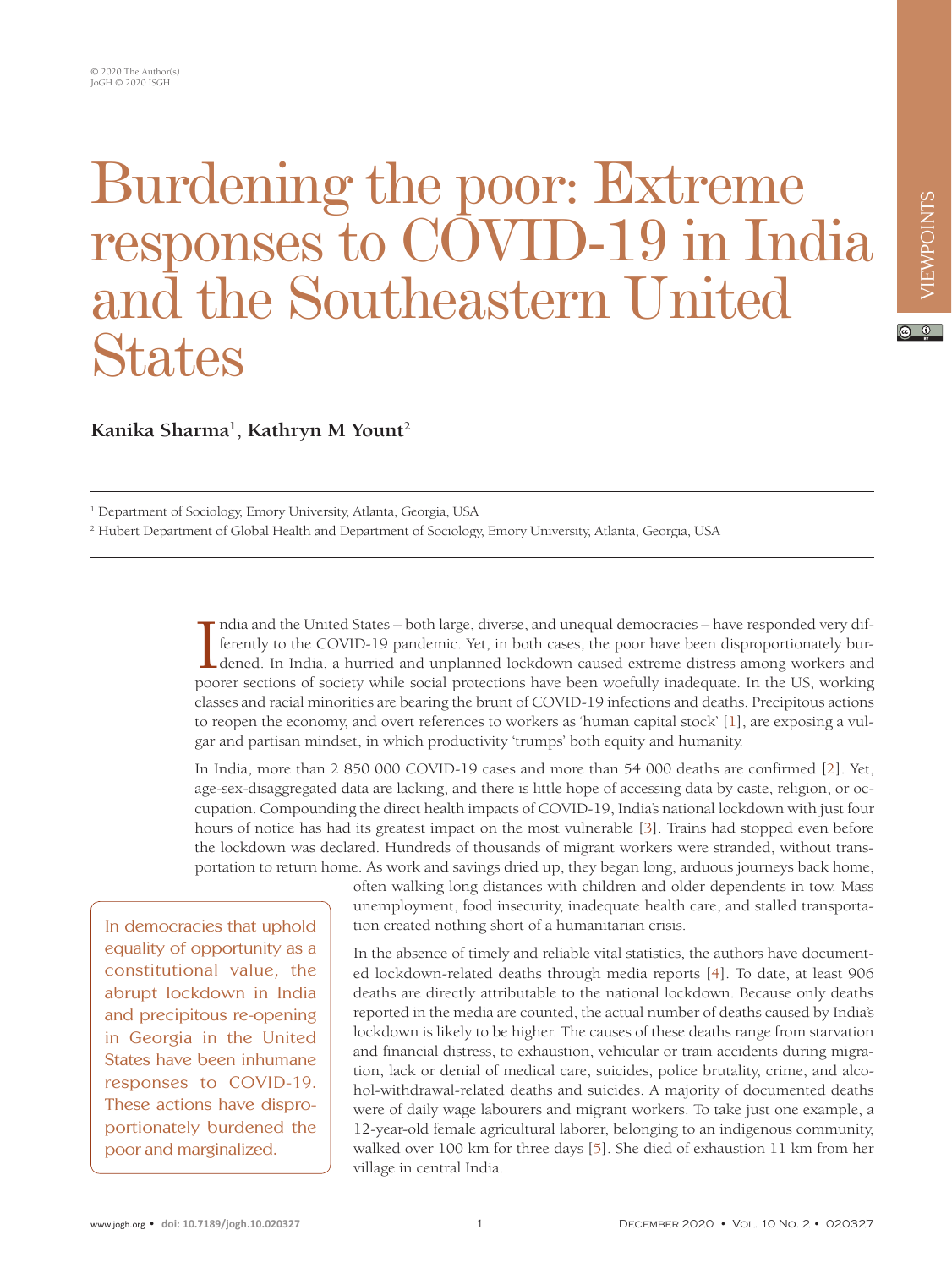© 2020 The Author(s)
JoGH © 2020 ISGH

VIEWPOINTS

# Burdening the poor: Extreme responses to COVID-19 in India and the Southeastern United States

**Kanika Sharma[1], Kathryn M Yount[2]**

[1] Department of Sociology, Emory University, Atlanta, Georgia, USA

[2] Hubert Department of Global Health and Department of Sociology, Emory University, Atlanta, Georgia, USA

India and the United States – both large, diverse, and unequal democracies – have responded very differently to the COVID-19 pandemic. Yet, in both cases, the poor have been disproportionately burdened. In India, a hurried and unplanned lockdown caused extreme distress among workers and poorer sections of society while social protections have been woefully inadequate. In the US, working classes and racial minorities are bearing the brunt of COVID-19 infections and deaths. Precipitous actions to reopen the economy, and overt references to workers as 'human capital stock' [1], are exposing a vulgar and partisan mindset, in which productivity 'trumps' both equity and humanity.

In India, more than 2 850 000 COVID-19 cases and more than 54 000 deaths are confirmed [2]. Yet, age-sex-disaggregated data are lacking, and there is little hope of accessing data by caste, religion, or occupation. Compounding the direct health impacts of COVID-19, India's national lockdown with just four hours of notice has had its greatest impact on the most vulnerable [3]. Trains had stopped even before the lockdown was declared. Hundreds of thousands of migrant workers were stranded, without transportation to return home. As work and savings dried up, they began long, arduous journeys back home, often walking long distances with children and older dependents in tow. Mass unemployment, food insecurity, inadequate health care, and stalled transportation created nothing short of a humanitarian crisis.

> In democracies that uphold equality of opportunity as a constitutional value, the abrupt lockdown in India and precipitous re-opening in Georgia in the United States have been inhumane responses to COVID-19. These actions have disproportionately burdened the poor and marginalized.

In the absence of timely and reliable vital statistics, the authors have documented lockdown-related deaths through media reports [4]. To date, at least 906 deaths are directly attributable to the national lockdown. Because only deaths reported in the media are counted, the actual number of deaths caused by India's lockdown is likely to be higher. The causes of these deaths range from starvation and financial distress, to exhaustion, vehicular or train accidents during migration, lack or denial of medical care, suicides, police brutality, crime, and alcohol-withdrawal-related deaths and suicides. A majority of documented deaths were of daily wage labourers and migrant workers. To take just one example, a 12-year-old female agricultural laborer, belonging to an indigenous community, walked over 100 km for three days [5]. She died of exhaustion 11 km from her village in central India.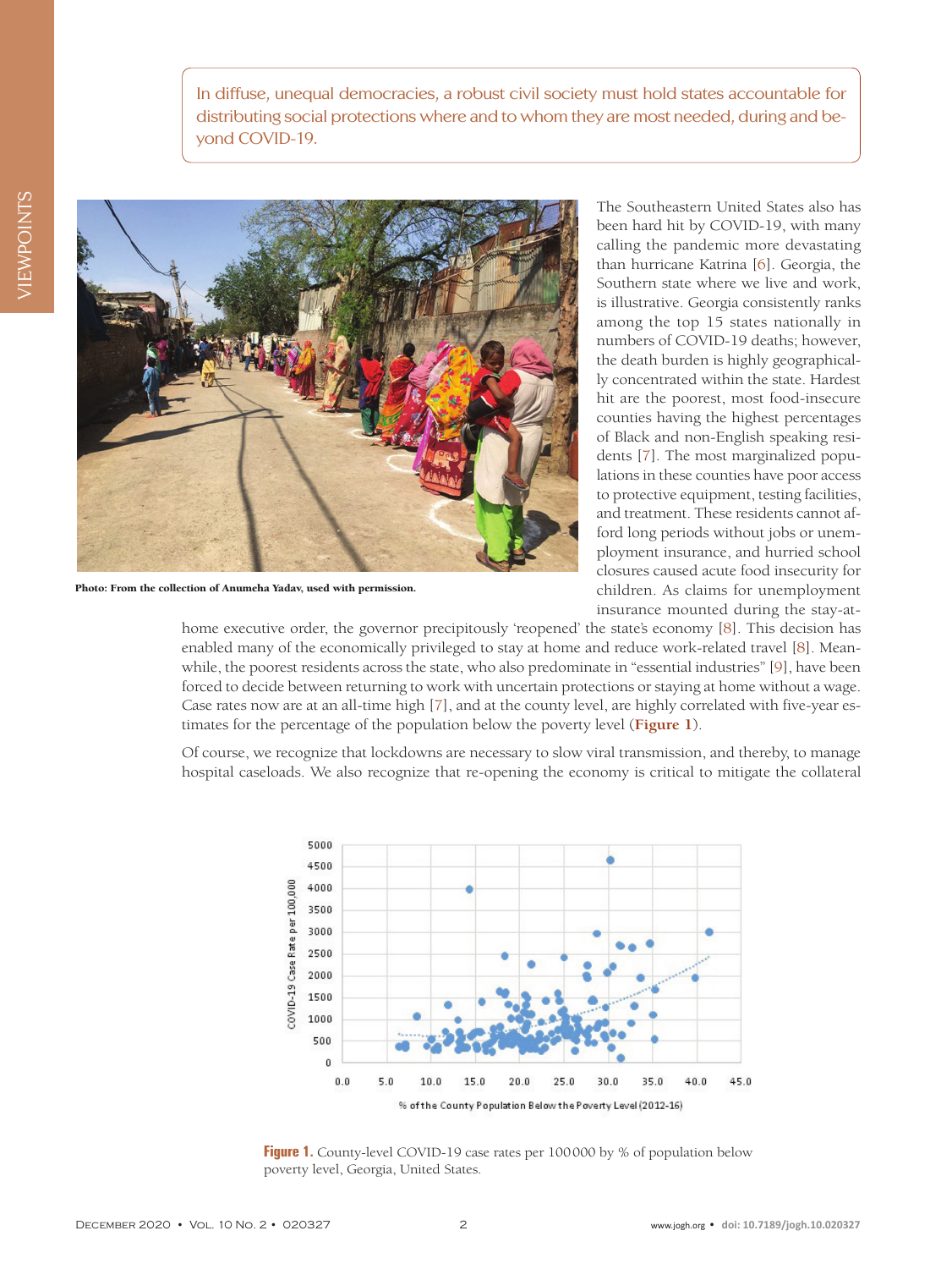> In diffuse, unequal democracies, a robust civil society must hold states accountable for distributing social protections where and to whom they are most needed, during and beyond COVID-19.

**Photo: From the collection of Anumeha Yadav, used with permission.**

The Southeastern United States also has been hard hit by COVID-19, with many calling the pandemic more devastating than hurricane Katrina [6]. Georgia, the Southern state where we live and work, is illustrative. Georgia consistently ranks among the top 15 states nationally in numbers of COVID-19 deaths; however, the death burden is highly geographically concentrated within the state. Hardest hit are the poorest, most food-insecure counties having the highest percentages of Black and non-English speaking residents [7]. The most marginalized populations in these counties have poor access to protective equipment, testing facilities, and treatment. These residents cannot afford long periods without jobs or unemployment insurance, and hurried school closures caused acute food insecurity for children. As claims for unemployment insurance mounted during the stay-at-home executive order, the governor precipitously 'reopened' the state's economy [8]. This decision has enabled many of the economically privileged to stay at home and reduce work-related travel [8]. Meanwhile, the poorest residents across the state, who also predominate in "essential industries" [9], have been forced to decide between returning to work with uncertain protections or staying at home without a wage. Case rates now are at an all-time high [7], and at the county level, are highly correlated with five-year estimates for the percentage of the population below the poverty level (**Figure 1**).

Of course, we recognize that lockdowns are necessary to slow viral transmission, and thereby, to manage hospital caseloads. We also recognize that re-opening the economy is critical to mitigate the collateral

**Figure 1.** County-level COVID-19 case rates per 100 000 by % of population below poverty level, Georgia, United States.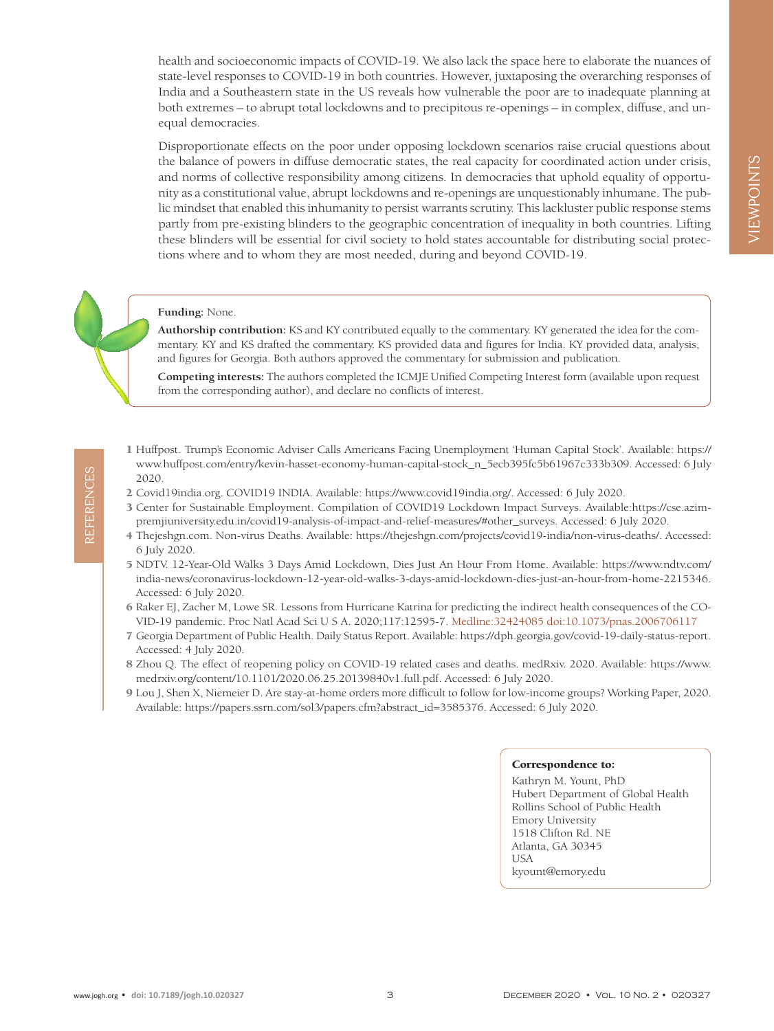health and socioeconomic impacts of COVID-19. We also lack the space here to elaborate the nuances of state-level responses to COVID-19 in both countries. However, juxtaposing the overarching responses of India and a Southeastern state in the US reveals how vulnerable the poor are to inadequate planning at both extremes – to abrupt total lockdowns and to precipitous re-openings – in complex, diffuse, and unequal democracies.

Disproportionate effects on the poor under opposing lockdown scenarios raise crucial questions about the balance of powers in diffuse democratic states, the real capacity for coordinated action under crisis, and norms of collective responsibility among citizens. In democracies that uphold equality of opportunity as a constitutional value, abrupt lockdowns and re-openings are unquestionably inhumane. The public mindset that enabled this inhumanity to persist warrants scrutiny. This lackluster public response stems partly from pre-existing blinders to the geographic concentration of inequality in both countries. Lifting these blinders will be essential for civil society to hold states accountable for distributing social protections where and to whom they are most needed, during and beyond COVID-19.

**Funding:** None.

**Authorship contribution:** KS and KY contributed equally to the commentary. KY generated the idea for the commentary. KY and KS drafted the commentary. KS provided data and figures for India. KY provided data, analysis, and figures for Georgia. Both authors approved the commentary for submission and publication.

**Competing interests:** The authors completed the ICMJE Unified Competing Interest form (available upon request from the corresponding author), and declare no conflicts of interest.

## REFERENCES

1. Huffpost. Trump's Economic Adviser Calls Americans Facing Unemployment 'Human Capital Stock'. Available: https://www.huffpost.com/entry/kevin-hasset-economy-human-capital-stock_n_5ecb395fc5b61967c333b309. Accessed: 6 July 2020.
2. Covid19india.org. COVID19 INDIA. Available: https://www.covid19india.org/. Accessed: 6 July 2020.
3. Center for Sustainable Employment. Compilation of COVID19 Lockdown Impact Surveys. Available:https://cse.azimpremjiuniversity.edu.in/covid19-analysis-of-impact-and-relief-measures/#other_surveys. Accessed: 6 July 2020.
4. Thejeshgn.com. Non-virus Deaths. Available: https://thejeshgn.com/projects/covid19-india/non-virus-deaths/. Accessed: 6 July 2020.
5. NDTV. 12-Year-Old Walks 3 Days Amid Lockdown, Dies Just An Hour From Home. Available: https://www.ndtv.com/india-news/coronavirus-lockdown-12-year-old-walks-3-days-amid-lockdown-dies-just-an-hour-from-home-2215346. Accessed: 6 July 2020.
6. Raker EJ, Zacher M, Lowe SR. Lessons from Hurricane Katrina for predicting the indirect health consequences of the COVID-19 pandemic. Proc Natl Acad Sci U S A. 2020;117:12595-7. Medline:32424085 doi:10.1073/pnas.2006706117
7. Georgia Department of Public Health. Daily Status Report. Available: https://dph.georgia.gov/covid-19-daily-status-report. Accessed: 4 July 2020.
8. Zhou Q. The effect of reopening policy on COVID-19 related cases and deaths. medRxiv. 2020. Available: https://www.medrxiv.org/content/10.1101/2020.06.25.20139840v1.full.pdf. Accessed: 6 July 2020.
9. Lou J, Shen X, Niemeier D. Are stay-at-home orders more difficult to follow for low-income groups? Working Paper, 2020. Available: https://papers.ssrn.com/sol3/papers.cfm?abstract_id=3585376. Accessed: 6 July 2020.

**Correspondence to:**

Kathryn M. Yount, PhD
Hubert Department of Global Health
Rollins School of Public Health
Emory University
1518 Clifton Rd. NE
Atlanta, GA 30345
USA
kyount@emory.edu